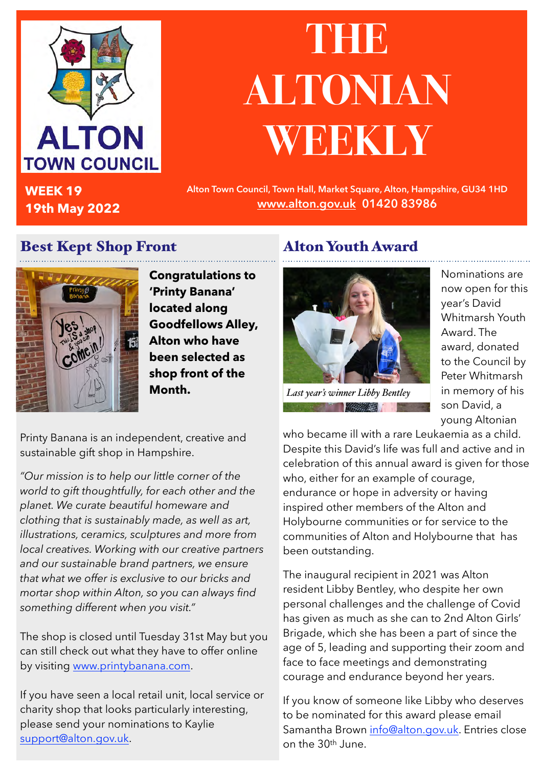ALTON TOWN COUNCIL

# THE ALTONIAN WEEKLY

**WEEK 19**
**19th May 2022**

Alton Town Council, Town Hall, Market Square, Alton, Hampshire, GU34 1HD
www.alton.gov.uk 01420 83986

## Best Kept Shop Front

**Congratulations to 'Printy Banana' located along Goodfellows Alley, Alton who have been selected as shop front of the Month.**

Printy Banana is an independent, creative and sustainable gift shop in Hampshire.

*"Our mission is to help our little corner of the world to gift thoughtfully, for each other and the planet. We curate beautiful homeware and clothing that is sustainably made, as well as art, illustrations, ceramics, sculptures and more from local creatives. Working with our creative partners and our sustainable brand partners, we ensure that what we offer is exclusive to our bricks and mortar shop within Alton, so you can always find something different when you visit."*

The shop is closed until Tuesday 31st May but you can still check out what they have to offer online by visiting www.printybanana.com.

If you have seen a local retail unit, local service or charity shop that looks particularly interesting, please send your nominations to Kaylie support@alton.gov.uk.

## Alton Youth Award

*Last year's winner Libby Bentley*

Nominations are now open for this year's David Whitmarsh Youth Award. The award, donated to the Council by Peter Whitmarsh in memory of his son David, a young Altonian who became ill with a rare Leukaemia as a child. Despite this David's life was full and active and in celebration of this annual award is given for those who, either for an example of courage, endurance or hope in adversity or having inspired other members of the Alton and Holybourne communities or for service to the communities of Alton and Holybourne that has been outstanding.

The inaugural recipient in 2021 was Alton resident Libby Bentley, who despite her own personal challenges and the challenge of Covid has given as much as she can to 2nd Alton Girls' Brigade, which she has been a part of since the age of 5, leading and supporting their zoom and face to face meetings and demonstrating courage and endurance beyond her years.

If you know of someone like Libby who deserves to be nominated for this award please email Samantha Brown info@alton.gov.uk. Entries close on the 30th June.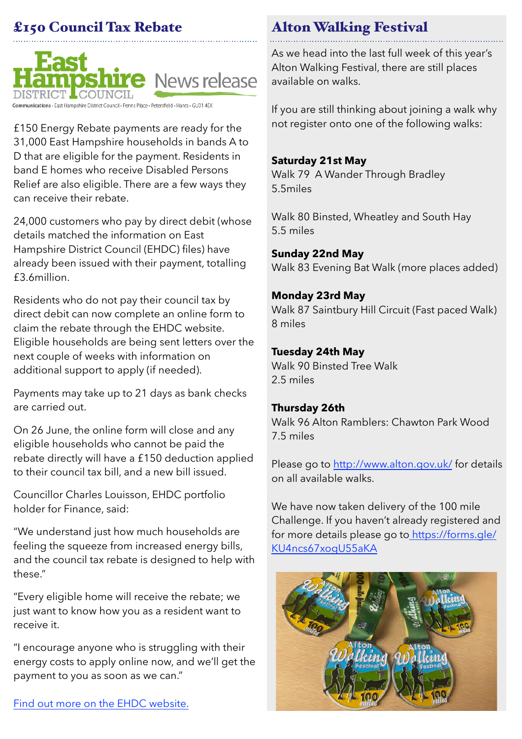## £150 Council Tax Rebate

East Hampshire DISTRICT COUNCIL News release

Communications · East Hampshire District Council · Penns Place · Petersfield · Hants · GU31 4EX

£150 Energy Rebate payments are ready for the 31,000 East Hampshire households in bands A to D that are eligible for the payment. Residents in band E homes who receive Disabled Persons Relief are also eligible. There are a few ways they can receive their rebate.

24,000 customers who pay by direct debit (whose details matched the information on East Hampshire District Council (EHDC) files) have already been issued with their payment, totalling £3.6million.

Residents who do not pay their council tax by direct debit can now complete an online form to claim the rebate through the EHDC website. Eligible households are being sent letters over the next couple of weeks with information on additional support to apply (if needed).

Payments may take up to 21 days as bank checks are carried out.

On 26 June, the online form will close and any eligible households who cannot be paid the rebate directly will have a £150 deduction applied to their council tax bill, and a new bill issued.

Councillor Charles Louisson, EHDC portfolio holder for Finance, said:

"We understand just how much households are feeling the squeeze from increased energy bills, and the council tax rebate is designed to help with these."

"Every eligible home will receive the rebate; we just want to know how you as a resident want to receive it.

"I encourage anyone who is struggling with their energy costs to apply online now, and we'll get the payment to you as soon as we can."

[Find out more on the EHDC website.]

## Alton Walking Festival

As we head into the last full week of this year's Alton Walking Festival, there are still places available on walks.

If you are still thinking about joining a walk why not register onto one of the following walks:

**Saturday 21st May**
Walk 79 A Wander Through Bradley
5.5miles

Walk 80 Binsted, Wheatley and South Hay
5.5 miles

**Sunday 22nd May**
Walk 83 Evening Bat Walk (more places added)

**Monday 23rd May**
Walk 87 Saintbury Hill Circuit (Fast paced Walk)
8 miles

**Tuesday 24th May**
Walk 90 Binsted Tree Walk
2.5 miles

**Thursday 26th**
Walk 96 Alton Ramblers: Chawton Park Wood
7.5 miles

Please go to http://www.alton.gov.uk/ for details on all available walks.

We have now taken delivery of the 100 mile Challenge. If you haven't already registered and for more details please go to https://forms.gle/KU4ncs67xogU55aKA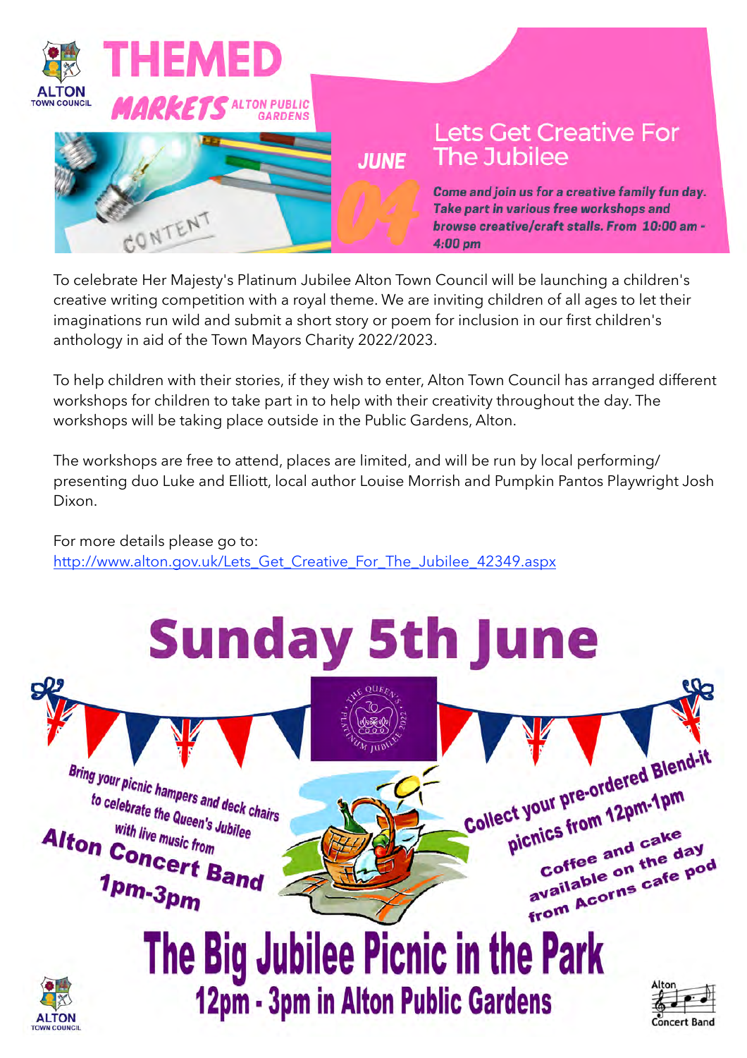ALTON TOWN COUNCIL

# THEMED MARKETS

ALTON PUBLIC GARDENS

JUNE 04

## Lets Get Creative For The Jubilee

***Come and join us for a creative family fun day. Take part in various free workshops and browse creative/craft stalls. From 10:00 am - 4:00 pm***

To celebrate Her Majesty's Platinum Jubilee Alton Town Council will be launching a children's creative writing competition with a royal theme. We are inviting children of all ages to let their imaginations run wild and submit a short story or poem for inclusion in our first children's anthology in aid of the Town Mayors Charity 2022/2023.

To help children with their stories, if they wish to enter, Alton Town Council has arranged different workshops for children to take part in to help with their creativity throughout the day. The workshops will be taking place outside in the Public Gardens, Alton.

The workshops are free to attend, places are limited, and will be run by local performing/presenting duo Luke and Elliott, local author Louise Morrish and Pumpkin Pantos Playwright Josh Dixon.

For more details please go to:
[http://www.alton.gov.uk/Lets_Get_Creative_For_The_Jubilee_42349.aspx](http://www.alton.gov.uk/Lets_Get_Creative_For_The_Jubilee_42349.aspx)

# Sunday 5th June

Bring your picnic hampers and deck chairs to celebrate the Queen's Jubilee with live music from

**Alton Concert Band**

**1pm-3pm**

Collect your pre-ordered Blend-it picnics from 12pm-1pm

Coffee and cake available on the day from Acorns cafe pod

# The Big Jubilee Picnic in the Park

## 12pm - 3pm in Alton Public Gardens

ALTON TOWN COUNCIL

Alton Concert Band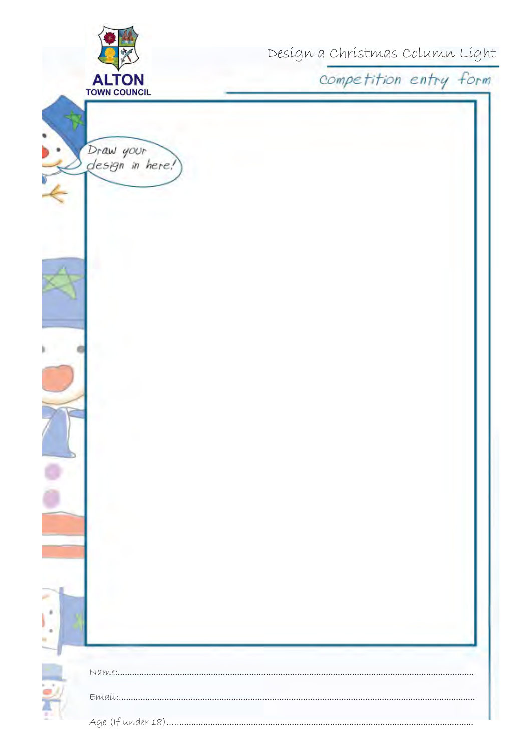ALTON TOWN COUNCIL

# Design a Christmas Column Light

## competition entry form

Draw your design in here!

Name:.......................................................................................................................................

Email:.......................................................................................................................................

Age (If under 18).......................................................................................................................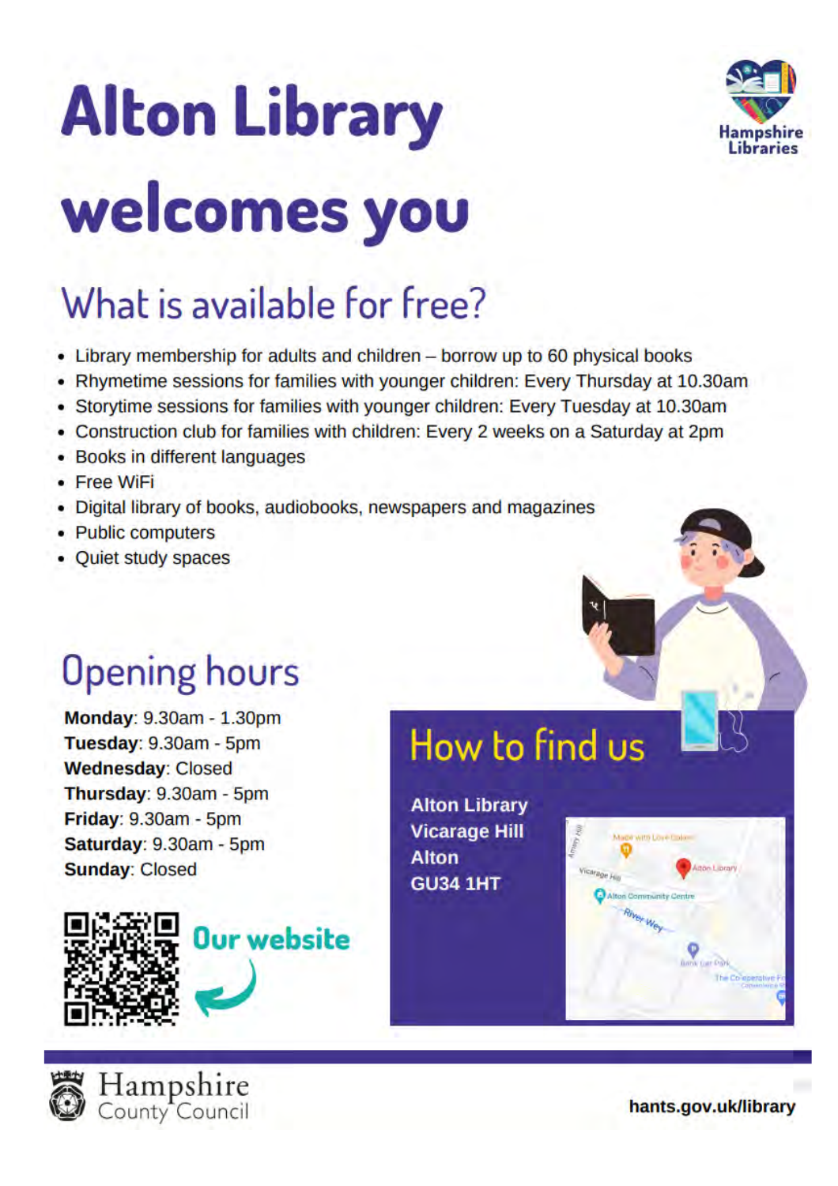# Alton Library welcomes you

Hampshire Libraries

## What is available for free?

- Library membership for adults and children – borrow up to 60 physical books
- Rhymetime sessions for families with younger children: Every Thursday at 10.30am
- Storytime sessions for families with younger children: Every Tuesday at 10.30am
- Construction club for families with children: Every 2 weeks on a Saturday at 2pm
- Books in different languages
- Free WiFi
- Digital library of books, audiobooks, newspapers and magazines
- Public computers
- Quiet study spaces

## Opening hours

**Monday**: 9.30am - 1.30pm
**Tuesday**: 9.30am - 5pm
**Wednesday**: Closed
**Thursday**: 9.30am - 5pm
**Friday**: 9.30am - 5pm
**Saturday**: 9.30am - 5pm
**Sunday**: Closed

**Our website**

## How to find us

**Alton Library**
**Vicarage Hill**
**Alton**
**GU34 1HT**

Hampshire County Council

**hants.gov.uk/library**